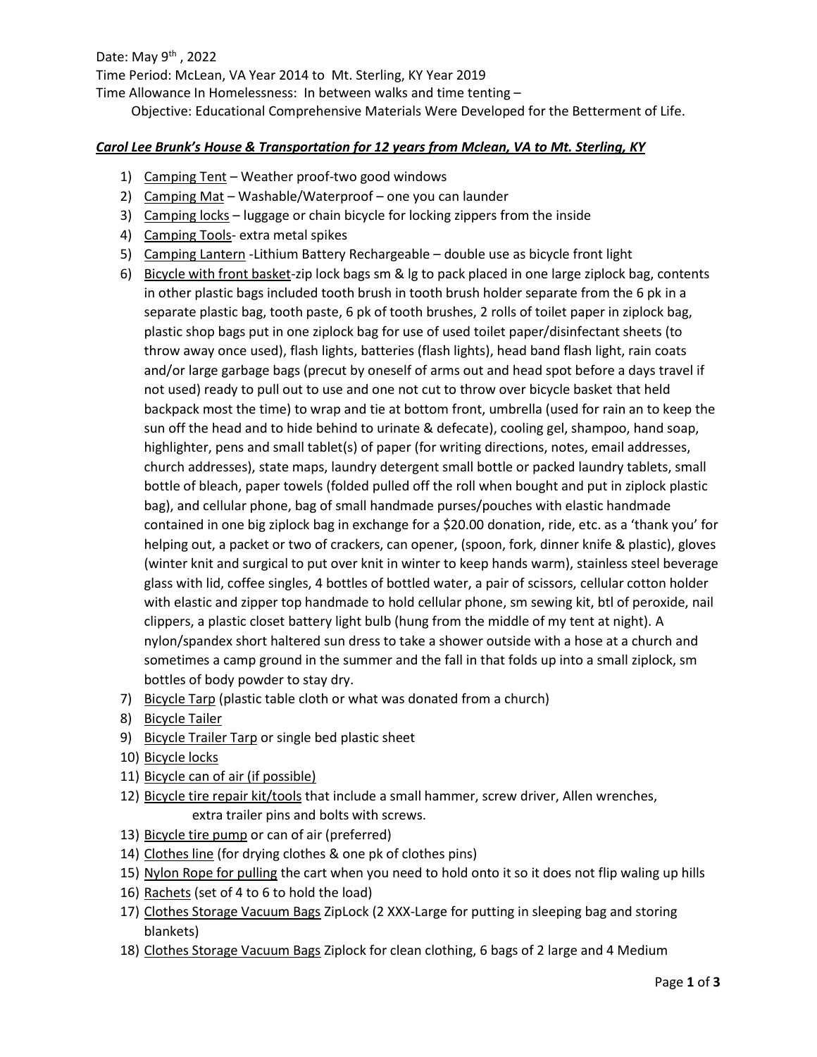Date: May 9th , 2022

Time Period: McLean, VA Year 2014 to Mt. Sterling, KY Year 2019

Time Allowance In Homelessness: In between walks and time tenting –

Objective: Educational Comprehensive Materials Were Developed for the Betterment of Life.

***Carol Lee Brunk's House & Transportation for 12 years from Mclean, VA to Mt. Sterling, KY***

1) Camping Tent – Weather proof-two good windows
2) Camping Mat – Washable/Waterproof – one you can launder
3) Camping locks – luggage or chain bicycle for locking zippers from the inside
4) Camping Tools- extra metal spikes
5) Camping Lantern -Lithium Battery Rechargeable – double use as bicycle front light
6) Bicycle with front basket-zip lock bags sm & lg to pack placed in one large ziplock bag, contents in other plastic bags included tooth brush in tooth brush holder separate from the 6 pk in a separate plastic bag, tooth paste, 6 pk of tooth brushes, 2 rolls of toilet paper in ziplock bag, plastic shop bags put in one ziplock bag for use of used toilet paper/disinfectant sheets (to throw away once used), flash lights, batteries (flash lights), head band flash light, rain coats and/or large garbage bags (precut by oneself of arms out and head spot before a days travel if not used) ready to pull out to use and one not cut to throw over bicycle basket that held backpack most the time) to wrap and tie at bottom front, umbrella (used for rain an to keep the sun off the head and to hide behind to urinate & defecate), cooling gel, shampoo, hand soap, highlighter, pens and small tablet(s) of paper (for writing directions, notes, email addresses, church addresses), state maps, laundry detergent small bottle or packed laundry tablets, small bottle of bleach, paper towels (folded pulled off the roll when bought and put in ziplock plastic bag), and cellular phone, bag of small handmade purses/pouches with elastic handmade contained in one big ziplock bag in exchange for a $20.00 donation, ride, etc. as a 'thank you' for helping out, a packet or two of crackers, can opener, (spoon, fork, dinner knife & plastic), gloves (winter knit and surgical to put over knit in winter to keep hands warm), stainless steel beverage glass with lid, coffee singles, 4 bottles of bottled water, a pair of scissors, cellular cotton holder with elastic and zipper top handmade to hold cellular phone, sm sewing kit, btl of peroxide, nail clippers, a plastic closet battery light bulb (hung from the middle of my tent at night). A nylon/spandex short haltered sun dress to take a shower outside with a hose at a church and sometimes a camp ground in the summer and the fall in that folds up into a small ziplock, sm bottles of body powder to stay dry.
7) Bicycle Tarp (plastic table cloth or what was donated from a church)
8) Bicycle Tailer
9) Bicycle Trailer Tarp or single bed plastic sheet
10) Bicycle locks
11) Bicycle can of air (if possible)
12) Bicycle tire repair kit/tools that include a small hammer, screw driver, Allen wrenches, extra trailer pins and bolts with screws.
13) Bicycle tire pump or can of air (preferred)
14) Clothes line (for drying clothes & one pk of clothes pins)
15) Nylon Rope for pulling the cart when you need to hold onto it so it does not flip waling up hills
16) Rachets (set of 4 to 6 to hold the load)
17) Clothes Storage Vacuum Bags ZipLock (2 XXX-Large for putting in sleeping bag and storing blankets)
18) Clothes Storage Vacuum Bags Ziplock for clean clothing, 6 bags of 2 large and 4 Medium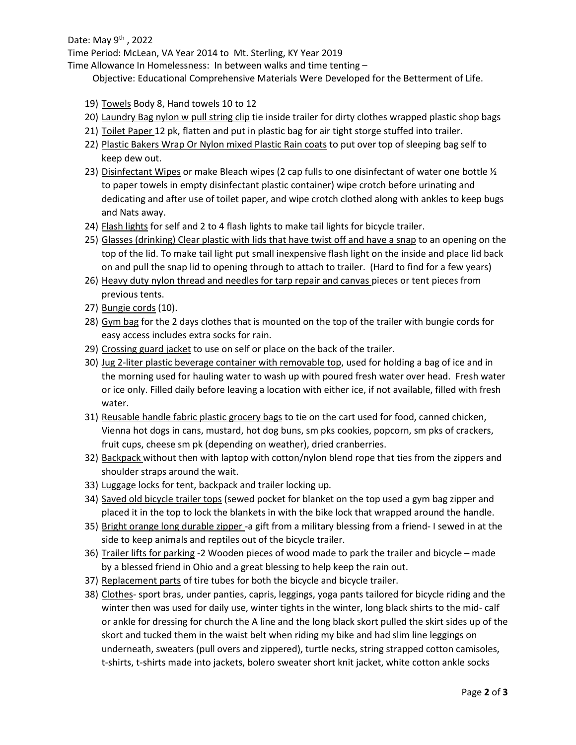Date: May 9th , 2022

Time Period: McLean, VA Year 2014 to Mt. Sterling, KY Year 2019

Time Allowance In Homelessness: In between walks and time tenting –

Objective: Educational Comprehensive Materials Were Developed for the Betterment of Life.

19) <u>Towels</u> Body 8, Hand towels 10 to 12
20) <u>Laundry Bag nylon w pull string clip</u> tie inside trailer for dirty clothes wrapped plastic shop bags
21) <u>Toilet Paper</u> 12 pk, flatten and put in plastic bag for air tight storge stuffed into trailer.
22) <u>Plastic Bakers Wrap Or Nylon mixed Plastic Rain coats</u> to put over top of sleeping bag self to keep dew out.
23) <u>Disinfectant Wipes</u> or make Bleach wipes (2 cap fulls to one disinfectant of water one bottle ½ to paper towels in empty disinfectant plastic container) wipe crotch before urinating and dedicating and after use of toilet paper, and wipe crotch clothed along with ankles to keep bugs and Nats away.
24) <u>Flash lights</u> for self and 2 to 4 flash lights to make tail lights for bicycle trailer.
25) <u>Glasses (drinking) Clear plastic with lids that have twist off and have a snap</u> to an opening on the top of the lid. To make tail light put small inexpensive flash light on the inside and place lid back on and pull the snap lid to opening through to attach to trailer. (Hard to find for a few years)
26) <u>Heavy duty nylon thread and needles for tarp repair and canvas</u> pieces or tent pieces from previous tents.
27) <u>Bungie cords</u> (10).
28) <u>Gym bag</u> for the 2 days clothes that is mounted on the top of the trailer with bungie cords for easy access includes extra socks for rain.
29) <u>Crossing guard jacket</u> to use on self or place on the back of the trailer.
30) <u>Jug 2-liter plastic beverage container with removable top</u>, used for holding a bag of ice and in the morning used for hauling water to wash up with poured fresh water over head. Fresh water or ice only. Filled daily before leaving a location with either ice, if not available, filled with fresh water.
31) <u>Reusable handle fabric plastic grocery bags</u> to tie on the cart used for food, canned chicken, Vienna hot dogs in cans, mustard, hot dog buns, sm pks cookies, popcorn, sm pks of crackers, fruit cups, cheese sm pk (depending on weather), dried cranberries.
32) <u>Backpack</u> without then with laptop with cotton/nylon blend rope that ties from the zippers and shoulder straps around the wait.
33) <u>Luggage locks</u> for tent, backpack and trailer locking up.
34) <u>Saved old bicycle trailer tops</u> (sewed pocket for blanket on the top used a gym bag zipper and placed it in the top to lock the blankets in with the bike lock that wrapped around the handle.
35) <u>Bright orange long durable zipper</u> -a gift from a military blessing from a friend- I sewed in at the side to keep animals and reptiles out of the bicycle trailer.
36) <u>Trailer lifts for parking</u> -2 Wooden pieces of wood made to park the trailer and bicycle – made by a blessed friend in Ohio and a great blessing to help keep the rain out.
37) <u>Replacement parts</u> of tire tubes for both the bicycle and bicycle trailer.
38) <u>Clothes</u>- sport bras, under panties, capris, leggings, yoga pants tailored for bicycle riding and the winter then was used for daily use, winter tights in the winter, long black shirts to the mid- calf or ankle for dressing for church the A line and the long black skort pulled the skirt sides up of the skort and tucked them in the waist belt when riding my bike and had slim line leggings on underneath, sweaters (pull overs and zippered), turtle necks, string strapped cotton camisoles, t-shirts, t-shirts made into jackets, bolero sweater short knit jacket, white cotton ankle socks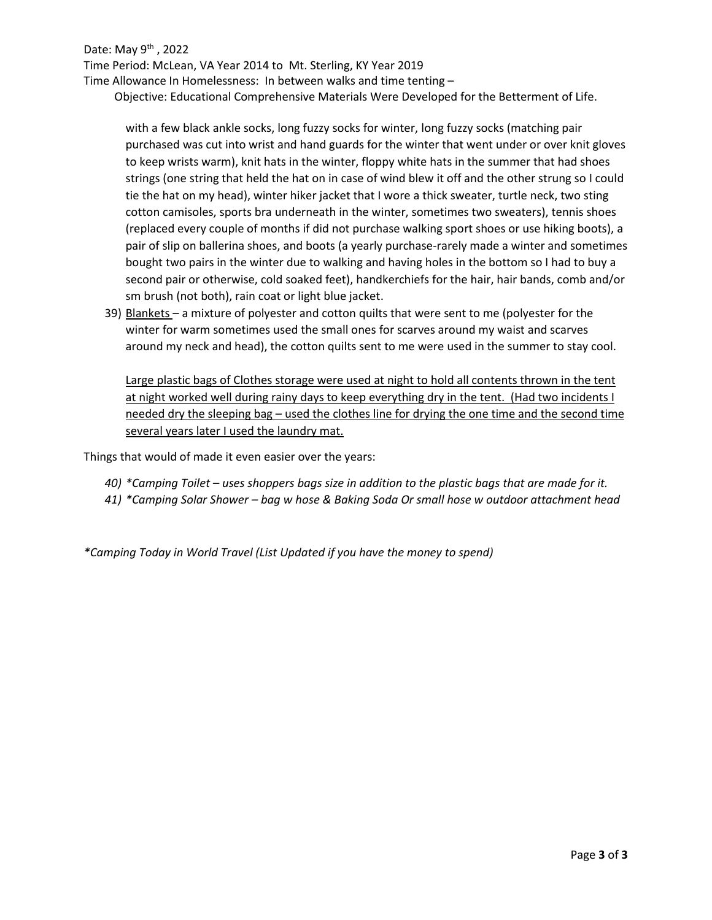Date: May 9th, 2022

Time Period: McLean, VA Year 2014 to Mt. Sterling, KY Year 2019

Time Allowance In Homelessness: In between walks and time tenting –

Objective: Educational Comprehensive Materials Were Developed for the Betterment of Life.

with a few black ankle socks, long fuzzy socks for winter, long fuzzy socks (matching pair purchased was cut into wrist and hand guards for the winter that went under or over knit gloves to keep wrists warm), knit hats in the winter, floppy white hats in the summer that had shoes strings (one string that held the hat on in case of wind blew it off and the other strung so I could tie the hat on my head), winter hiker jacket that I wore a thick sweater, turtle neck, two sting cotton camisoles, sports bra underneath in the winter, sometimes two sweaters), tennis shoes (replaced every couple of months if did not purchase walking sport shoes or use hiking boots), a pair of slip on ballerina shoes, and boots (a yearly purchase-rarely made a winter and sometimes bought two pairs in the winter due to walking and having holes in the bottom so I had to buy a second pair or otherwise, cold soaked feet), handkerchiefs for the hair, hair bands, comb and/or sm brush (not both), rain coat or light blue jacket.

39) <u>Blankets</u> – a mixture of polyester and cotton quilts that were sent to me (polyester for the winter for warm sometimes used the small ones for scarves around my waist and scarves around my neck and head), the cotton quilts sent to me were used in the summer to stay cool.

<u>Large plastic bags of Clothes storage were used at night to hold all contents thrown in the tent at night worked well during rainy days to keep everything dry in the tent. (Had two incidents I needed dry the sleeping bag – used the clothes line for drying the one time and the second time several years later I used the laundry mat.</u>

Things that would of made it even easier over the years:

*40) *Camping Toilet – uses shoppers bags size in addition to the plastic bags that are made for it.*

*41) *Camping Solar Shower – bag w hose & Baking Soda Or small hose w outdoor attachment head*

**Camping Today in World Travel (List Updated if you have the money to spend)*